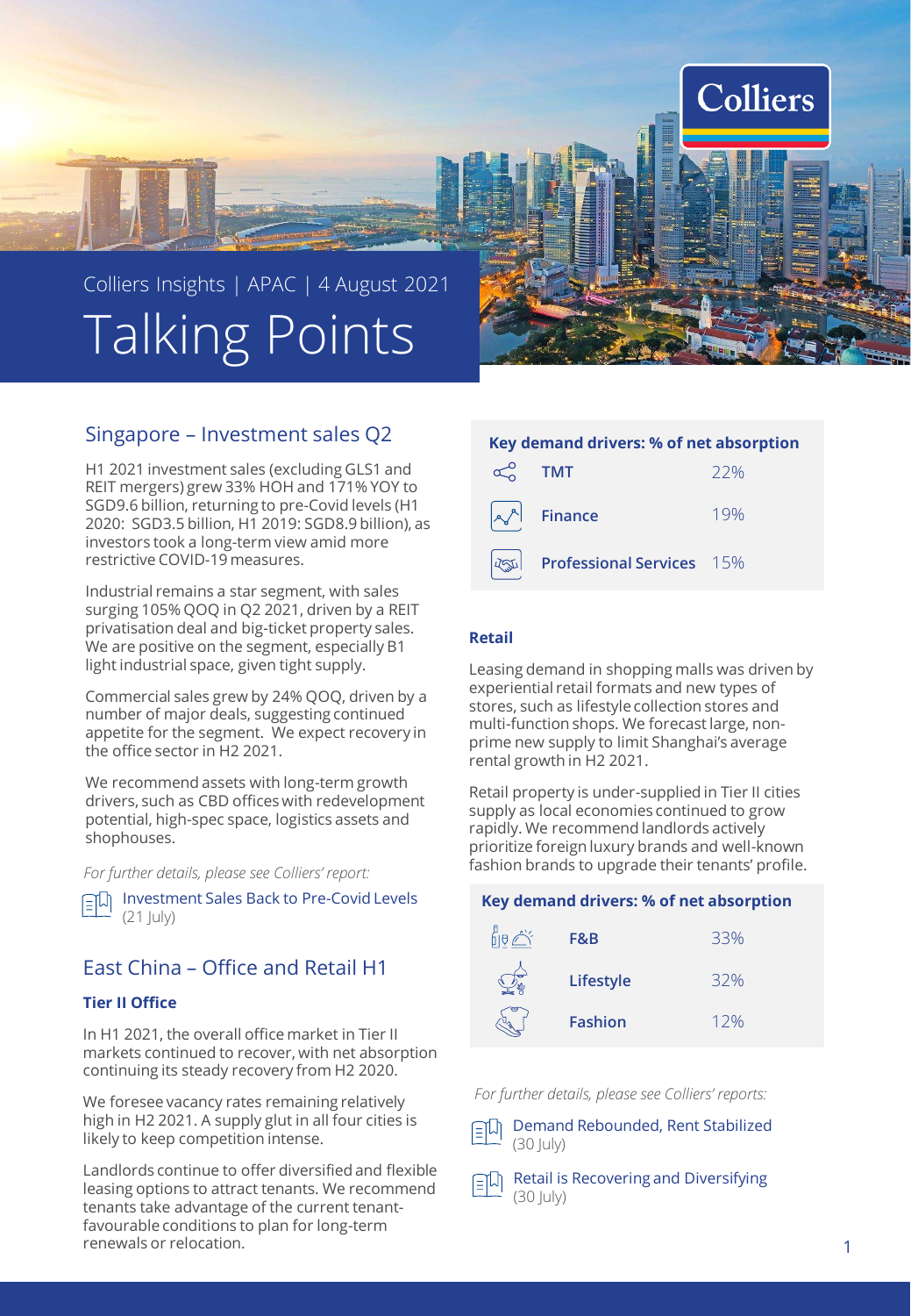Colliers Insights | APAC | 4 August 2021

# Talking Points

## Singapore – Investment sales Q2

H1 2021 investment sales (excluding GLS1 and REIT mergers) grew 33% HOH and 171% YOY to SGD9.6 billion, returning to pre-Covid levels (H1 2020: SGD3.5 billion, H1 2019: SGD8.9 billion), as investors took a long-term view amid more restrictive COVID-19 measures.

Industrial remains a star segment, with sales surging 105% QOQ in Q2 2021, driven by a REIT privatisation deal and big-ticket property sales. We are positive on the segment, especially B1 light industrial space, given tight supply.

Commercial sales grew by 24% QOQ, driven by a number of major deals, suggesting continued appetite for the segment. We expect recovery in the office sector in H2 2021.

We recommend assets with long-term growth drivers, such as CBD offices with redevelopment potential, high-spec space, logistics assets and shophouses.

*For further details, please see Colliers' report:*

Investment Sales Back to Pre-Covid Levels (21 July)

## East China – Office and Retail H1

### Tier II Office

In H1 2021, the overall office market in Tier II markets continued to recover, with net absorption continuing its steady recovery from H2 2020.

We foresee vacancy rates remaining relatively high in H2 2021. A supply glut in all four cities is likely to keep competition intense.

Landlords continue to offer diversified and flexible leasing options to attract tenants. We recommend tenants take advantage of the current tenant-favourable conditions to plan for long-term renewals or relocation.

**Key demand drivers: % of net absorption**

| Sector | % |
|---|---|
| TMT | 22% |
| Finance | 19% |
| Professional Services | 15% |

### Retail

Leasing demand in shopping malls was driven by experiential retail formats and new types of stores, such as lifestyle collection stores and multi-function shops. We forecast large, non-prime new supply to limit Shanghai's average rental growth in H2 2021.

Retail property is under-supplied in Tier II cities supply as local economies continued to grow rapidly. We recommend landlords actively prioritize foreign luxury brands and well-known fashion brands to upgrade their tenants' profile.

**Key demand drivers: % of net absorption**

| Sector | % |
|---|---|
| F&B | 33% |
| Lifestyle | 32% |
| Fashion | 12% |

*For further details, please see Colliers' reports:*

Demand Rebounded, Rent Stabilized (30 July)

Retail is Recovering and Diversifying (30 July)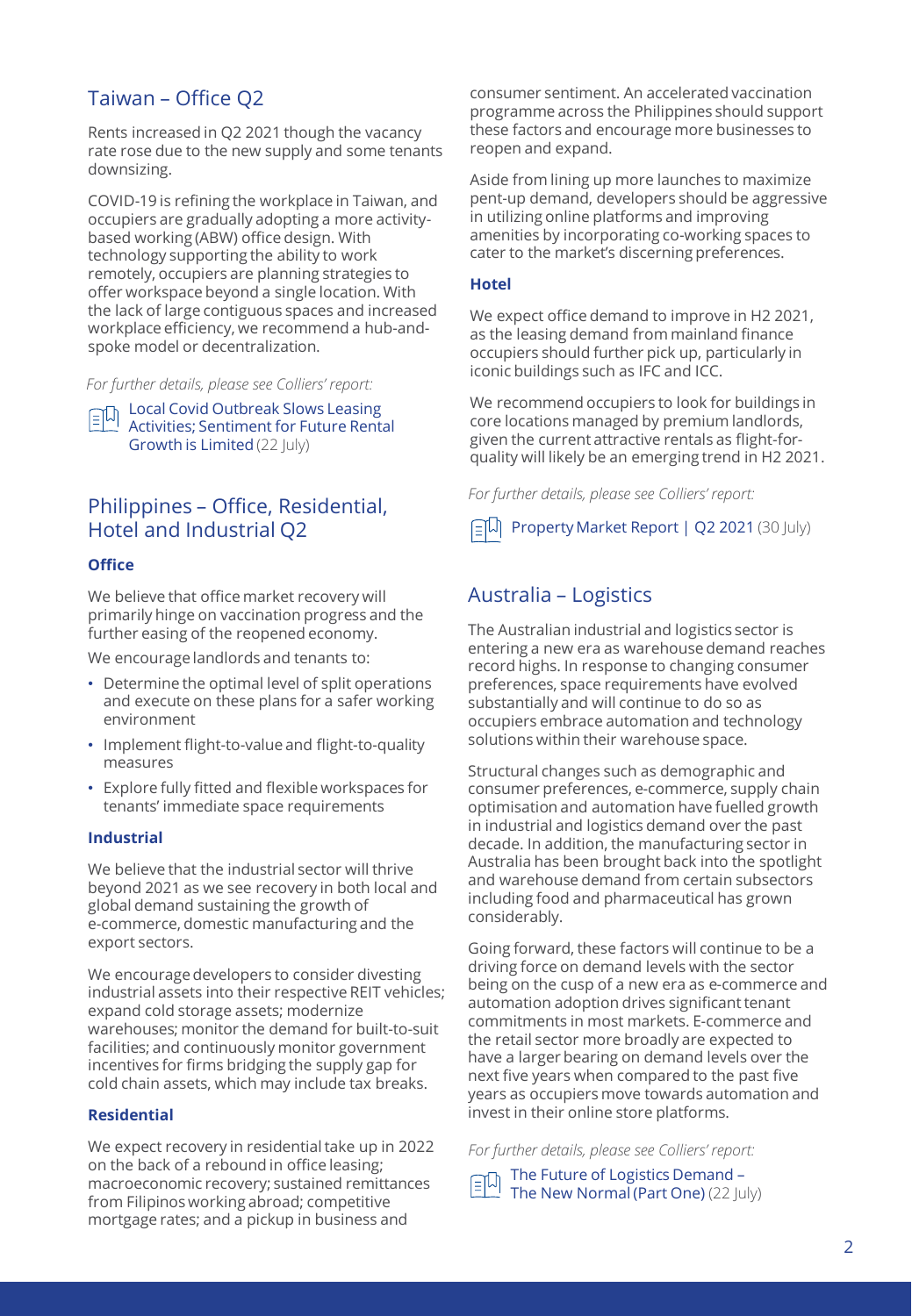## Taiwan – Office Q2

Rents increased in Q2 2021 though the vacancy rate rose due to the new supply and some tenants downsizing.

COVID-19 is refining the workplace in Taiwan, and occupiers are gradually adopting a more activity-based working (ABW) office design. With technology supporting the ability to work remotely, occupiers are planning strategies to offer workspace beyond a single location. With the lack of large contiguous spaces and increased workplace efficiency, we recommend a hub-and-spoke model or decentralization.

*For further details, please see Colliers' report:*

Local Covid Outbreak Slows Leasing Activities; Sentiment for Future Rental Growth is Limited (22 July)

## Philippines – Office, Residential, Hotel and Industrial Q2

### Office

We believe that office market recovery will primarily hinge on vaccination progress and the further easing of the reopened economy.

We encourage landlords and tenants to:

- Determine the optimal level of split operations and execute on these plans for a safer working environment
- Implement flight-to-value and flight-to-quality measures
- Explore fully fitted and flexible workspaces for tenants' immediate space requirements

### Industrial

We believe that the industrial sector will thrive beyond 2021 as we see recovery in both local and global demand sustaining the growth of e-commerce, domestic manufacturing and the export sectors.

We encourage developers to consider divesting industrial assets into their respective REIT vehicles; expand cold storage assets; modernize warehouses; monitor the demand for built-to-suit facilities; and continuously monitor government incentives for firms bridging the supply gap for cold chain assets, which may include tax breaks.

### Residential

We expect recovery in residential take up in 2022 on the back of a rebound in office leasing; macroeconomic recovery; sustained remittances from Filipinos working abroad; competitive mortgage rates; and a pickup in business and consumer sentiment. An accelerated vaccination programme across the Philippines should support these factors and encourage more businesses to reopen and expand.

Aside from lining up more launches to maximize pent-up demand, developers should be aggressive in utilizing online platforms and improving amenities by incorporating co-working spaces to cater to the market's discerning preferences.

### Hotel

We expect office demand to improve in H2 2021, as the leasing demand from mainland finance occupiers should further pick up, particularly in iconic buildings such as IFC and ICC.

We recommend occupiers to look for buildings in core locations managed by premium landlords, given the current attractive rentals as flight-for-quality will likely be an emerging trend in H2 2021.

*For further details, please see Colliers' report:*

Property Market Report | Q2 2021 (30 July)

## Australia – Logistics

The Australian industrial and logistics sector is entering a new era as warehouse demand reaches record highs. In response to changing consumer preferences, space requirements have evolved substantially and will continue to do so as occupiers embrace automation and technology solutions within their warehouse space.

Structural changes such as demographic and consumer preferences, e-commerce, supply chain optimisation and automation have fuelled growth in industrial and logistics demand over the past decade. In addition, the manufacturing sector in Australia has been brought back into the spotlight and warehouse demand from certain subsectors including food and pharmaceutical has grown considerably.

Going forward, these factors will continue to be a driving force on demand levels with the sector being on the cusp of a new era as e-commerce and automation adoption drives significant tenant commitments in most markets. E-commerce and the retail sector more broadly are expected to have a larger bearing on demand levels over the next five years when compared to the past five years as occupiers move towards automation and invest in their online store platforms.

*For further details, please see Colliers' report:*

The Future of Logistics Demand – The New Normal (Part One) (22 July)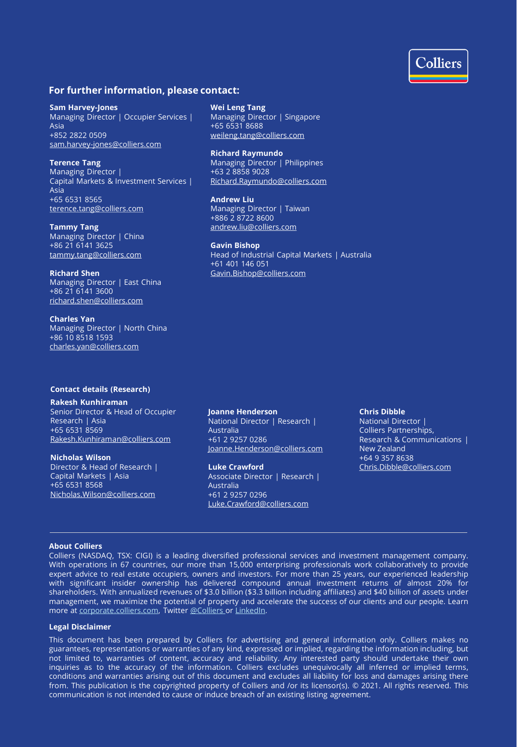## For further information, please contact:

**Sam Harvey-Jones**
Managing Director | Occupier Services | Asia
+852 2822 0509
sam.harvey-jones@colliers.com

**Terence Tang**
Managing Director |
Capital Markets & Investment Services | Asia
+65 6531 8565
terence.tang@colliers.com

**Tammy Tang**
Managing Director | China
+86 21 6141 3625
tammy.tang@colliers.com

**Richard Shen**
Managing Director | East China
+86 21 6141 3600
richard.shen@colliers.com

**Charles Yan**
Managing Director | North China
+86 10 8518 1593
charles.yan@colliers.com

**Wei Leng Tang**
Managing Director | Singapore
+65 6531 8688
weileng.tang@colliers.com

**Richard Raymundo**
Managing Director | Philippines
+63 2 8858 9028
Richard.Raymundo@colliers.com

**Andrew Liu**
Managing Director | Taiwan
+886 2 8722 8600
andrew.liu@colliers.com

**Gavin Bishop**
Head of Industrial Capital Markets | Australia
+61 401 146 051
Gavin.Bishop@colliers.com

### Contact details (Research)

**Rakesh Kunhiraman**
Senior Director & Head of Occupier Research | Asia
+65 6531 8569
Rakesh.Kunhiraman@colliers.com

**Nicholas Wilson**
Director & Head of Research | Capital Markets | Asia
+65 6531 8568
Nicholas.Wilson@colliers.com

**Joanne Henderson**
National Director | Research | Australia
+61 2 9257 0286
Joanne.Henderson@colliers.com

**Luke Crawford**
Associate Director | Research | Australia
+61 2 9257 0296
Luke.Crawford@colliers.com

**Chris Dibble**
National Director | Colliers Partnerships, Research & Communications | New Zealand
+64 9 357 8638
Chris.Dibble@colliers.com

---

### About Colliers

Colliers (NASDAQ, TSX: CIGI) is a leading diversified professional services and investment management company. With operations in 67 countries, our more than 15,000 enterprising professionals work collaboratively to provide expert advice to real estate occupiers, owners and investors. For more than 25 years, our experienced leadership with significant insider ownership has delivered compound annual investment returns of almost 20% for shareholders. With annualized revenues of $3.0 billion ($3.3 billion including affiliates) and $40 billion of assets under management, we maximize the potential of property and accelerate the success of our clients and our people. Learn more at corporate.colliers.com, Twitter @Colliers or LinkedIn.

### Legal Disclaimer

This document has been prepared by Colliers for advertising and general information only. Colliers makes no guarantees, representations or warranties of any kind, expressed or implied, regarding the information including, but not limited to, warranties of content, accuracy and reliability. Any interested party should undertake their own inquiries as to the accuracy of the information. Colliers excludes unequivocally all inferred or implied terms, conditions and warranties arising out of this document and excludes all liability for loss and damages arising there from. This publication is the copyrighted property of Colliers and /or its licensor(s). © 2021. All rights reserved. This communication is not intended to cause or induce breach of an existing listing agreement.